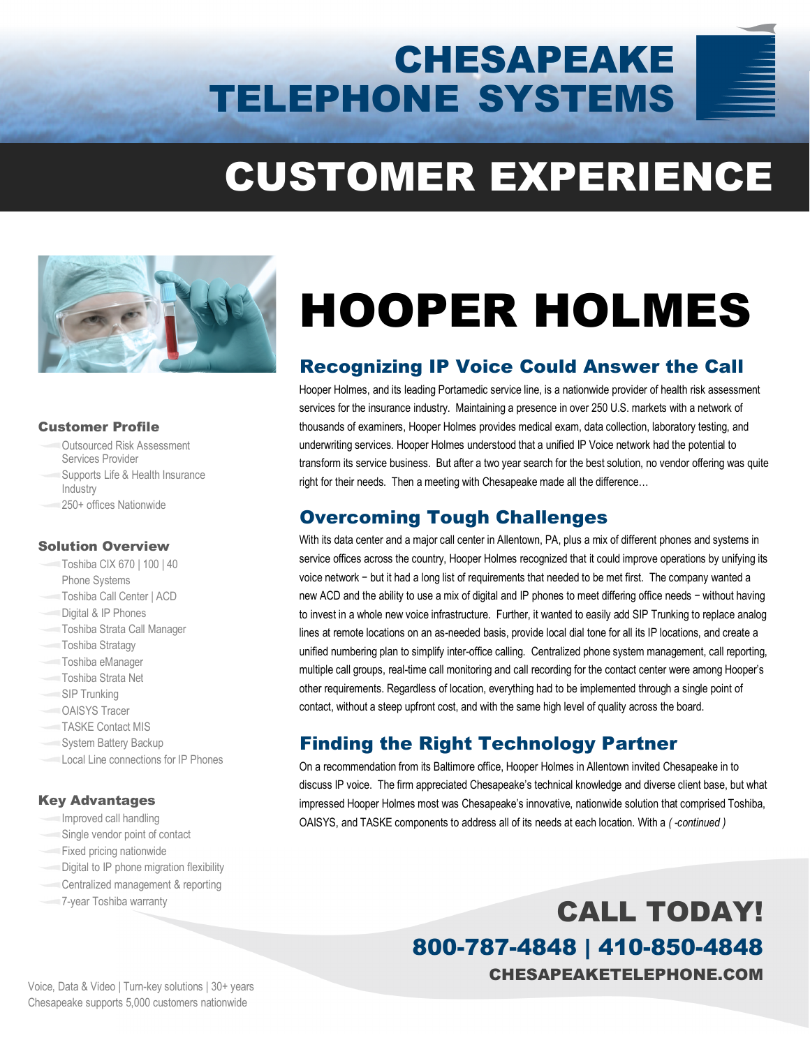# CHESAPEAKE TELEPHONE SYSTEMS

# CUSTOMER EXPERIENCE

### Customer Profile

- Outsourced Risk Assessment Services Provider
- Supports Life & Health Insurance Industry
- 250+ offices Nationwide

### Solution Overview

- Toshiba CIX 670 | 100 | 40 Phone Systems
- Toshiba Call Center | ACD
- Digital & IP Phones
- Toshiba Strata Call Manager
- Toshiba Stratagy
- Toshiba eManager
- Toshiba Strata Net
- SIP Trunking
- OAISYS Tracer
- TASKE Contact MIS
- System Battery Backup
- Local Line connections for IP Phones

### Key Advantages

- Improved call handling
- Single vendor point of contact
- Fixed pricing nationwide
- Digital to IP phone migration flexibility
- Centralized management & reporting
- 7-year Toshiba warranty

Voice, Data & Video | Turn-key solutions | 30+ years
Chesapeake supports 5,000 customers nationwide

# HOOPER HOLMES

## Recognizing IP Voice Could Answer the Call

Hooper Holmes, and its leading Portamedic service line, is a nationwide provider of health risk assessment services for the insurance industry. Maintaining a presence in over 250 U.S. markets with a network of thousands of examiners, Hooper Holmes provides medical exam, data collection, laboratory testing, and underwriting services. Hooper Holmes understood that a unified IP Voice network had the potential to transform its service business. But after a two year search for the best solution, no vendor offering was quite right for their needs. Then a meeting with Chesapeake made all the difference…

## Overcoming Tough Challenges

With its data center and a major call center in Allentown, PA, plus a mix of different phones and systems in service offices across the country, Hooper Holmes recognized that it could improve operations by unifying its voice network − but it had a long list of requirements that needed to be met first. The company wanted a new ACD and the ability to use a mix of digital and IP phones to meet differing office needs − without having to invest in a whole new voice infrastructure. Further, it wanted to easily add SIP Trunking to replace analog lines at remote locations on an as-needed basis, provide local dial tone for all its IP locations, and create a unified numbering plan to simplify inter-office calling. Centralized phone system management, call reporting, multiple call groups, real-time call monitoring and call recording for the contact center were among Hooper's other requirements. Regardless of location, everything had to be implemented through a single point of contact, without a steep upfront cost, and with the same high level of quality across the board.

## Finding the Right Technology Partner

On a recommendation from its Baltimore office, Hooper Holmes in Allentown invited Chesapeake in to discuss IP voice. The firm appreciated Chesapeake's technical knowledge and diverse client base, but what impressed Hooper Holmes most was Chesapeake's innovative, nationwide solution that comprised Toshiba, OAISYS, and TASKE components to address all of its needs at each location. With a *( -continued )*

## CALL TODAY!

**800-787-4848 | 410-850-4848**

**CHESAPEAKETELEPHONE.COM**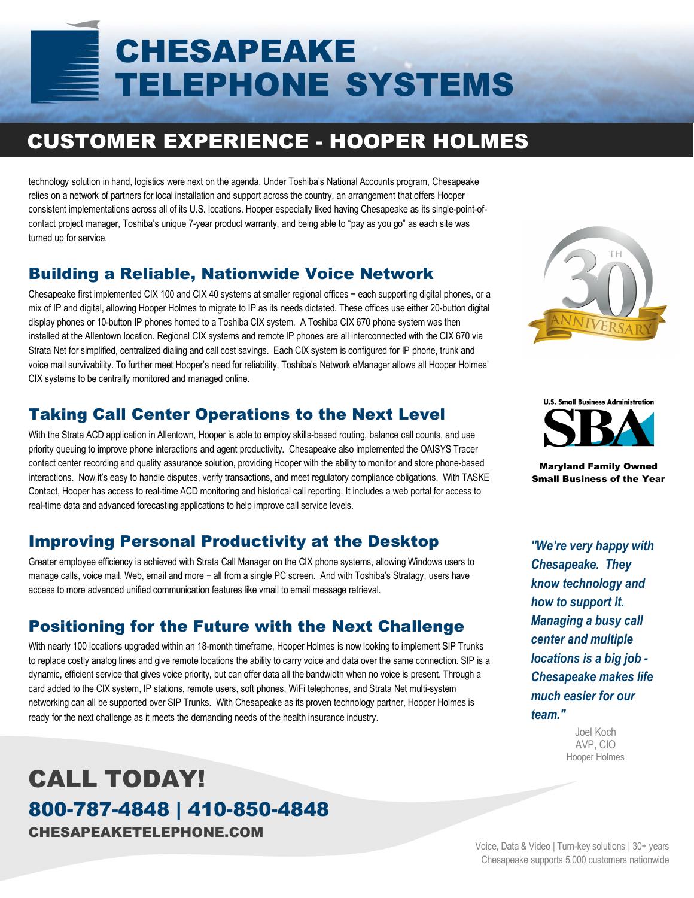# CHESAPEAKE TELEPHONE SYSTEMS

## CUSTOMER EXPERIENCE - HOOPER HOLMES

technology solution in hand, logistics were next on the agenda. Under Toshiba's National Accounts program, Chesapeake relies on a network of partners for local installation and support across the country, an arrangement that offers Hooper consistent implementations across all of its U.S. locations. Hooper especially liked having Chesapeake as its single-point-of-contact project manager, Toshiba's unique 7-year product warranty, and being able to "pay as you go" as each site was turned up for service.

### Building a Reliable, Nationwide Voice Network

Chesapeake first implemented CIX 100 and CIX 40 systems at smaller regional offices − each supporting digital phones, or a mix of IP and digital, allowing Hooper Holmes to migrate to IP as its needs dictated. These offices use either 20-button digital display phones or 10-button IP phones homed to a Toshiba CIX system. A Toshiba CIX 670 phone system was then installed at the Allentown location. Regional CIX systems and remote IP phones are all interconnected with the CIX 670 via Strata Net for simplified, centralized dialing and call cost savings. Each CIX system is configured for IP phone, trunk and voice mail survivability. To further meet Hooper's need for reliability, Toshiba's Network eManager allows all Hooper Holmes' CIX systems to be centrally monitored and managed online.

### Taking Call Center Operations to the Next Level

With the Strata ACD application in Allentown, Hooper is able to employ skills-based routing, balance call counts, and use priority queuing to improve phone interactions and agent productivity. Chesapeake also implemented the OAISYS Tracer contact center recording and quality assurance solution, providing Hooper with the ability to monitor and store phone-based interactions. Now it's easy to handle disputes, verify transactions, and meet regulatory compliance obligations. With TASKE Contact, Hooper has access to real-time ACD monitoring and historical call reporting. It includes a web portal for access to real-time data and advanced forecasting applications to help improve call service levels.

### Improving Personal Productivity at the Desktop

Greater employee efficiency is achieved with Strata Call Manager on the CIX phone systems, allowing Windows users to manage calls, voice mail, Web, email and more − all from a single PC screen. And with Toshiba's Stratagy, users have access to more advanced unified communication features like vmail to email message retrieval.

### Positioning for the Future with the Next Challenge

With nearly 100 locations upgraded within an 18-month timeframe, Hooper Holmes is now looking to implement SIP Trunks to replace costly analog lines and give remote locations the ability to carry voice and data over the same connection. SIP is a dynamic, efficient service that gives voice priority, but can offer data all the bandwidth when no voice is present. Through a card added to the CIX system, IP stations, remote users, soft phones, WiFi telephones, and Strata Net multi-system networking can all be supported over SIP Trunks. With Chesapeake as its proven technology partner, Hooper Holmes is ready for the next challenge as it meets the demanding needs of the health insurance industry.

30TH ANNIVERSARY

U.S. Small Business Administration

SBA

**Maryland Family Owned Small Business of the Year**

***"We're very happy with Chesapeake. They know technology and how to support it. Managing a busy call center and multiple locations is a big job - Chesapeake makes life much easier for our team."***

Joel Koch
AVP, CIO
Hooper Holmes

## CALL TODAY!

**800-787-4848 | 410-850-4848**

**CHESAPEAKETELEPHONE.COM**

Voice, Data & Video | Turn-key solutions | 30+ years
Chesapeake supports 5,000 customers nationwide